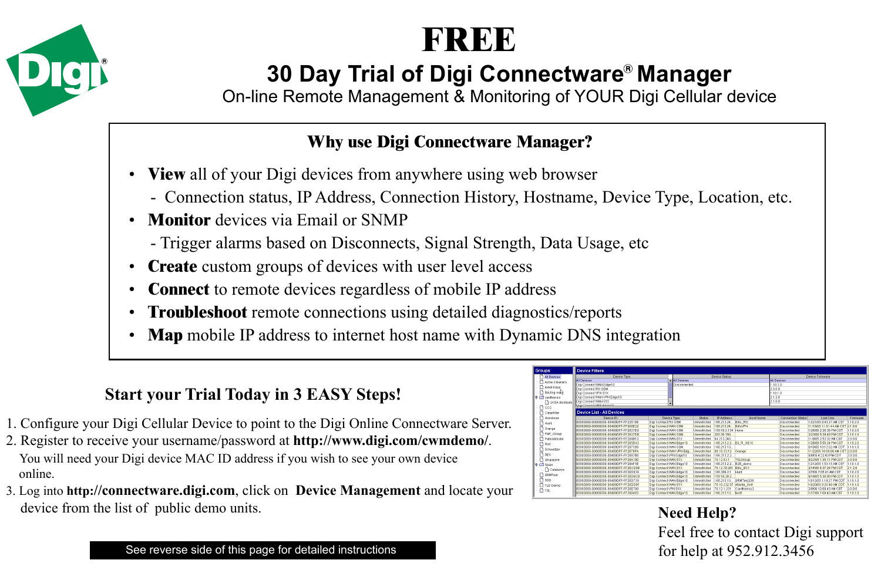# FREE

## 30 Day Trial of Digi Connectware® Manager

On-line Remote Management & Monitoring of YOUR Digi Cellular device

### Why use Digi Connectware Manager?

- **View** all of your Digi devices from anywhere using web browser
  - Connection status, IP Address, Connection History, Hostname, Device Type, Location, etc.
- **Monitor** devices via Email or SNMP
  - Trigger alarms based on Disconnects, Signal Strength, Data Usage, etc
- **Create** custom groups of devices with user level access
- **Connect** to remote devices regardless of mobile IP address
- **Troubleshoot** remote connections using detailed diagnostics/reports
- **Map** mobile IP address to internet host name with Dynamic DNS integration

### Start your Trial Today in 3 EASY Steps!

1. Configure your Digi Cellular Device to point to the Digi Online Connectware Server.
2. Register to receive your username/password at **http://www.digi.com/cwmdemo/**. You will need your Digi device MAC ID address if you wish to see your own device online.
3. Log into **http://connectware.digi.com**, click on **Device Management** and locate your device from the list of public demo units.

See reverse side of this page for detailed instructions

### Need Help?

Feel free to contact Digi support for help at 952.912.3456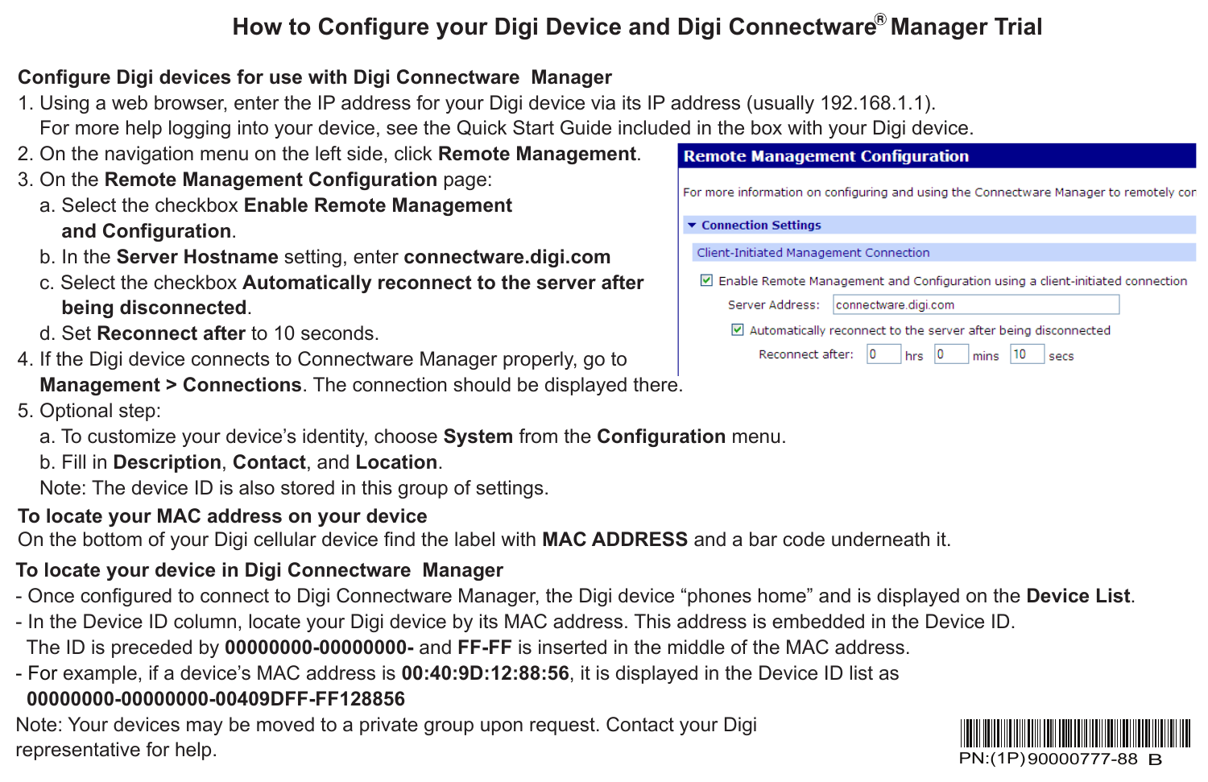# How to Configure your Digi Device and Digi Connectware® Manager Trial

## Configure Digi devices for use with Digi Connectware Manager

1. Using a web browser, enter the IP address for your Digi device via its IP address (usually 192.168.1.1). For more help logging into your device, see the Quick Start Guide included in the box with your Digi device.
2. On the navigation menu on the left side, click **Remote Management**.
3. On the **Remote Management Configuration** page:
   a. Select the checkbox **Enable Remote Management and Configuration**.
   b. In the **Server Hostname** setting, enter **connectware.digi.com**
   c. Select the checkbox **Automatically reconnect to the server after being disconnected**.
   d. Set **Reconnect after** to 10 seconds.
4. If the Digi device connects to Connectware Manager properly, go to **Management > Connections**. The connection should be displayed there.
5. Optional step:
   a. To customize your device's identity, choose **System** from the **Configuration** menu.
   b. Fill in **Description**, **Contact**, and **Location**.
   Note: The device ID is also stored in this group of settings.

**Remote Management Configuration**

For more information on configuring and using the Connectware Manager to remotely con

▼ Connection Settings

Client-Initiated Management Connection

☑ Enable Remote Management and Configuration using a client-initiated connection

Server Address: connectware.digi.com

☑ Automatically reconnect to the server after being disconnected

Reconnect after: 0 hrs 0 mins 10 secs

## To locate your MAC address on your device

On the bottom of your Digi cellular device find the label with **MAC ADDRESS** and a bar code underneath it.

## To locate your device in Digi Connectware Manager

- Once configured to connect to Digi Connectware Manager, the Digi device "phones home" and is displayed on the **Device List**.
- In the Device ID column, locate your Digi device by its MAC address. This address is embedded in the Device ID. The ID is preceded by **00000000-00000000-** and **FF-FF** is inserted in the middle of the MAC address.
- For example, if a device's MAC address is **00:40:9D:12:88:56**, it is displayed in the Device ID list as **00000000-00000000-00409DFF-FF128856**

Note: Your devices may be moved to a private group upon request. Contact your Digi representative for help.

PN:(1P)90000777-88 B